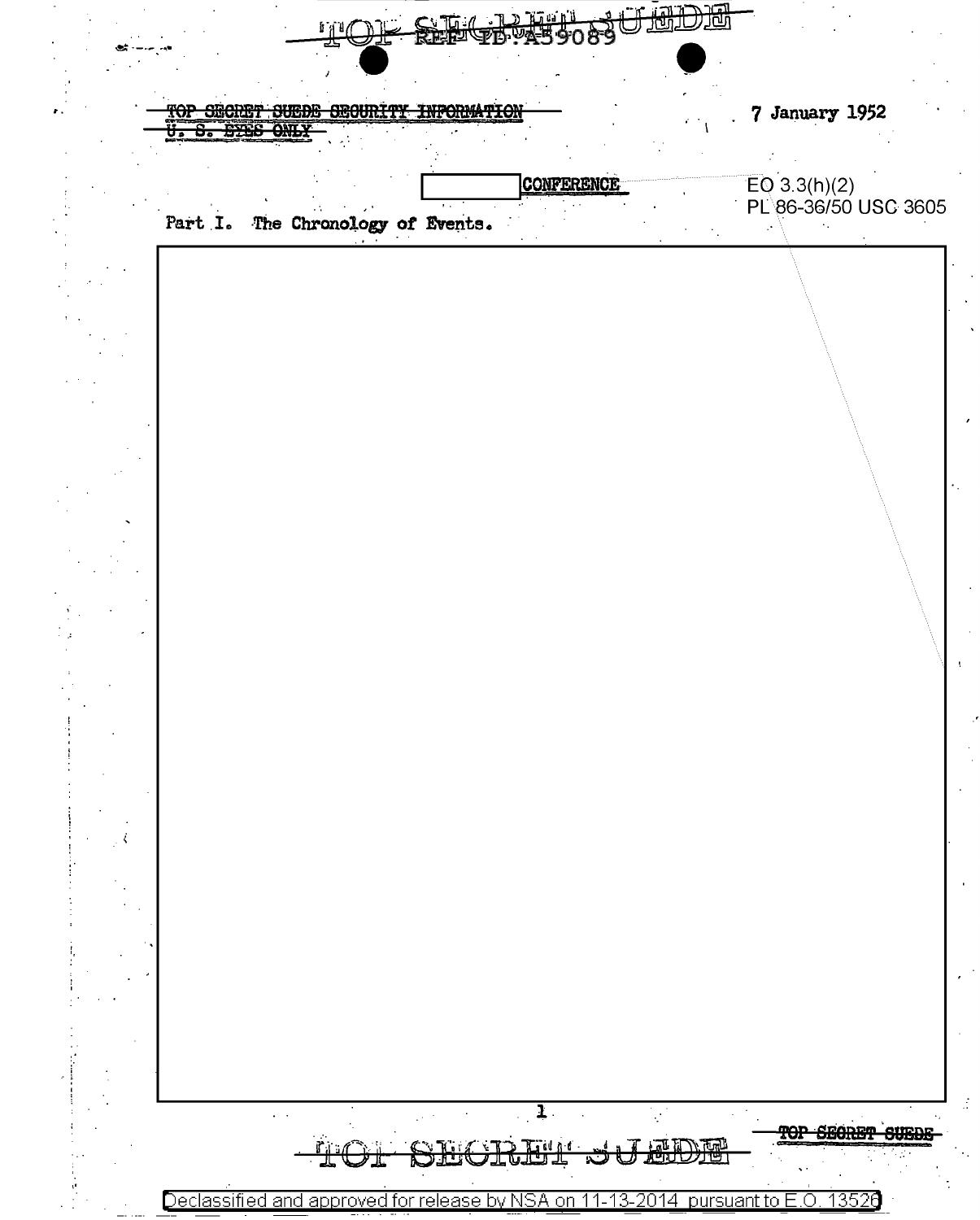~~TOP SECRET SUEDE~~

REF ID:A59089

~~TOP SECRET SUEDE SECURITY INFORMATION~~
~~U. S. EYES ONLY~~

7 January 1952

[redacted] CONFERENCE

EO 3.3(h)(2)
PL 86-36/50 USC 3605

Part I. The Chronology of Events.

[redacted]

~~TOP SECRET SUEDE~~

~~TOP SECRET SUEDE~~

Declassified and approved for release by NSA on 11-13-2014 pursuant to E.O. 13526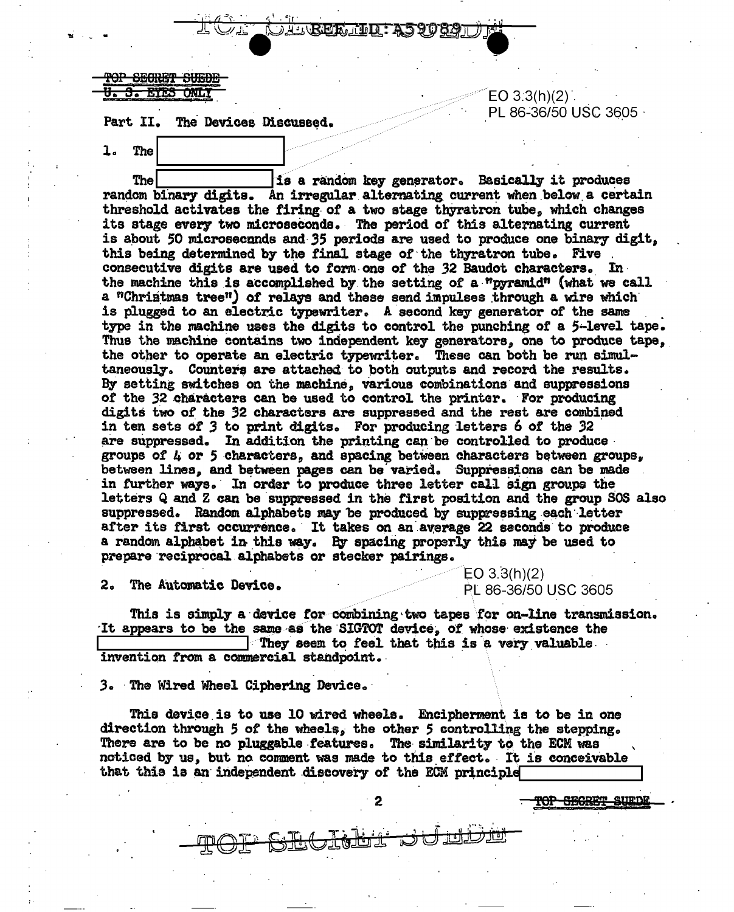TOP SECRET SUEDE
U. S. EYES ONLY

EO 3.3(h)(2)
PL 86-36/50 USC 3605

Part II. The Devices Discussed.

1. The [redacted]

The [redacted] is a random key generator. Basically it produces random binary digits. An irregular alternating current when below a certain threshold activates the firing of a two stage thyratron tube, which changes its stage every two microseconds. The period of this alternating current is about 50 microseconds and 35 periods are used to produce one binary digit, this being determined by the final stage of the thyratron tube. Five consecutive digits are used to form one of the 32 Baudot characters. In the machine this is accomplished by the setting of a "pyramid" (what we call a "Christmas tree") of relays and these send impulses through a wire which is plugged to an electric typewriter. A second key generator of the same type in the machine uses the digits to control the punching of a 5-level tape. Thus the machine contains two independent key generators, one to produce tape, the other to operate an electric typewriter. These can both be run simultaneously. Counters are attached to both outputs and record the results. By setting switches on the machine, various combinations and suppressions of the 32 characters can be used to control the printer. For producing digits two of the 32 characters are suppressed and the rest are combined in ten sets of 3 to print digits. For producing letters 6 of the 32 are suppressed. In addition the printing can be controlled to produce groups of 4 or 5 characters, and spacing between characters between groups, between lines, and between pages can be varied. Suppressions can be made in further ways. In order to produce three letter call sign groups the letters Q and Z can be suppressed in the first position and the group SOS also suppressed. Random alphabets may be produced by suppressing each letter after its first occurrence. It takes on an average 22 seconds to produce a random alphabet in this way. By spacing properly this may be used to prepare reciprocal alphabets or stecker pairings.

2. The Automatic Device.

EO 3.3(h)(2)
PL 86-36/50 USC 3605

This is simply a device for combining two tapes for on-line transmission. It appears to be the same as the SIGTOT device, of whose existence the [redacted] They seem to feel that this is a very valuable invention from a commercial standpoint.

3. The Wired Wheel Ciphering Device.

This device is to use 10 wired wheels. Encipherment is to be in one direction through 5 of the wheels, the other 5 controlling the stepping. There are to be no pluggable features. The similarity to the ECM was noticed by us, but no comment was made to this effect. It is conceivable that this is an independent discovery of the ECM principle [redacted]

TOP SECRET SUEDE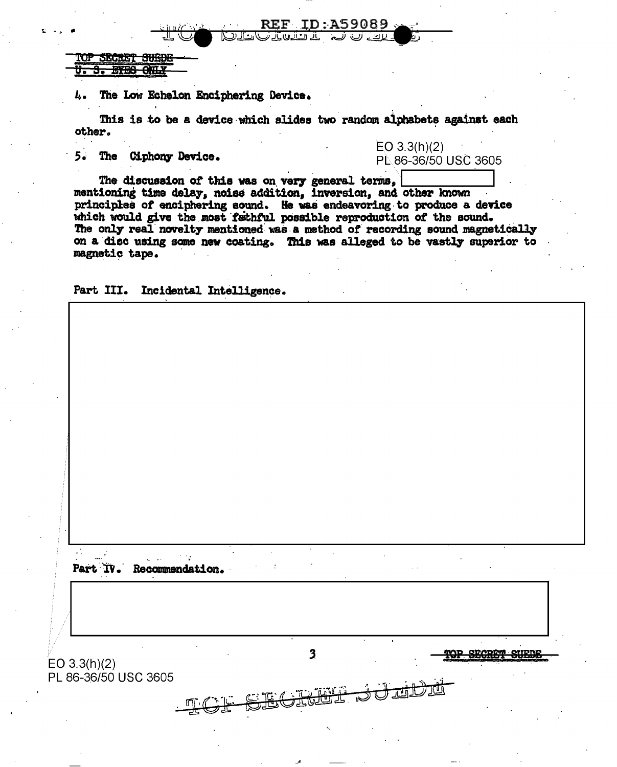TOP SECRET SUEDE
U. S. EYES ONLY

4. The Low Echelon Enciphering Device.

This is to be a device which slides two random alphabets against each other.

5. The Ciphony Device.

EO 3.3(h)(2)
PL 86-36/50 USC 3605

The discussion of this was on very general terms, [redacted] mentioning time delay, noise addition, inversion, and other known principles of enciphering sound. He was endeavoring to produce a device which would give the most fathful possible reproduction of the sound. The only real novelty mentioned was a method of recording sound magnetically on a disc using some new coating. This was alleged to be vastly superior to magnetic tape.

Part III. Incidental Intelligence.

[redacted]

Part IV. Recommendation.

[redacted]

EO 3.3(h)(2)
PL 86-36/50 USC 3605

TOP SECRET SUEDE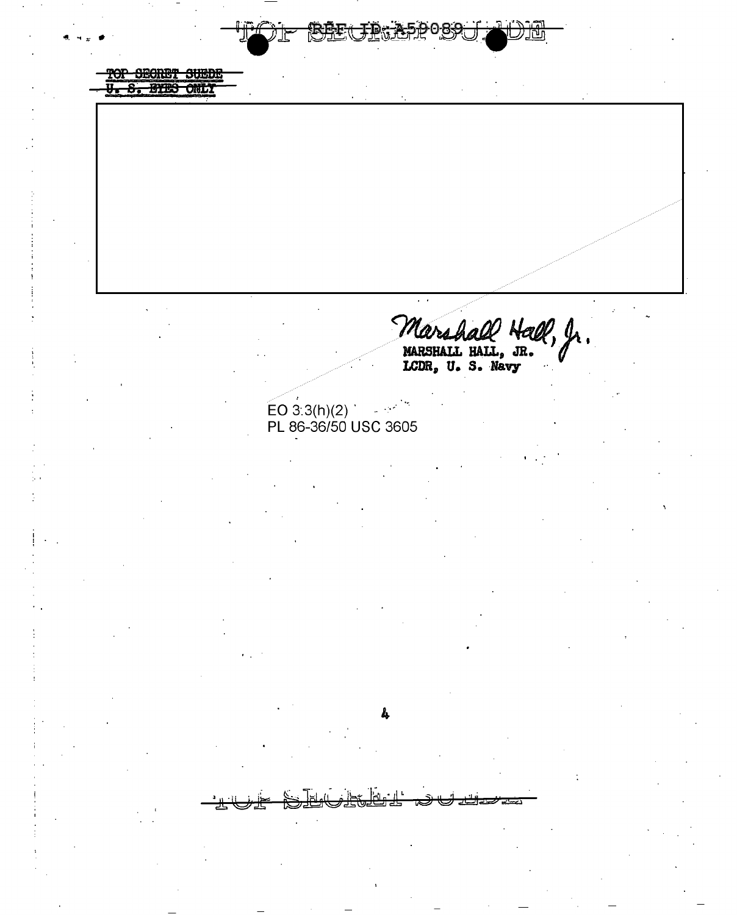~~TOP SECRET SUEDE~~
~~U. S. EYES ONLY~~

*Marshall Hall, Jr.*
MARSHALL HALL, JR.
LCDR, U. S. Navy

EO 3.3(h)(2)
PL 86-36/50 USC 3605